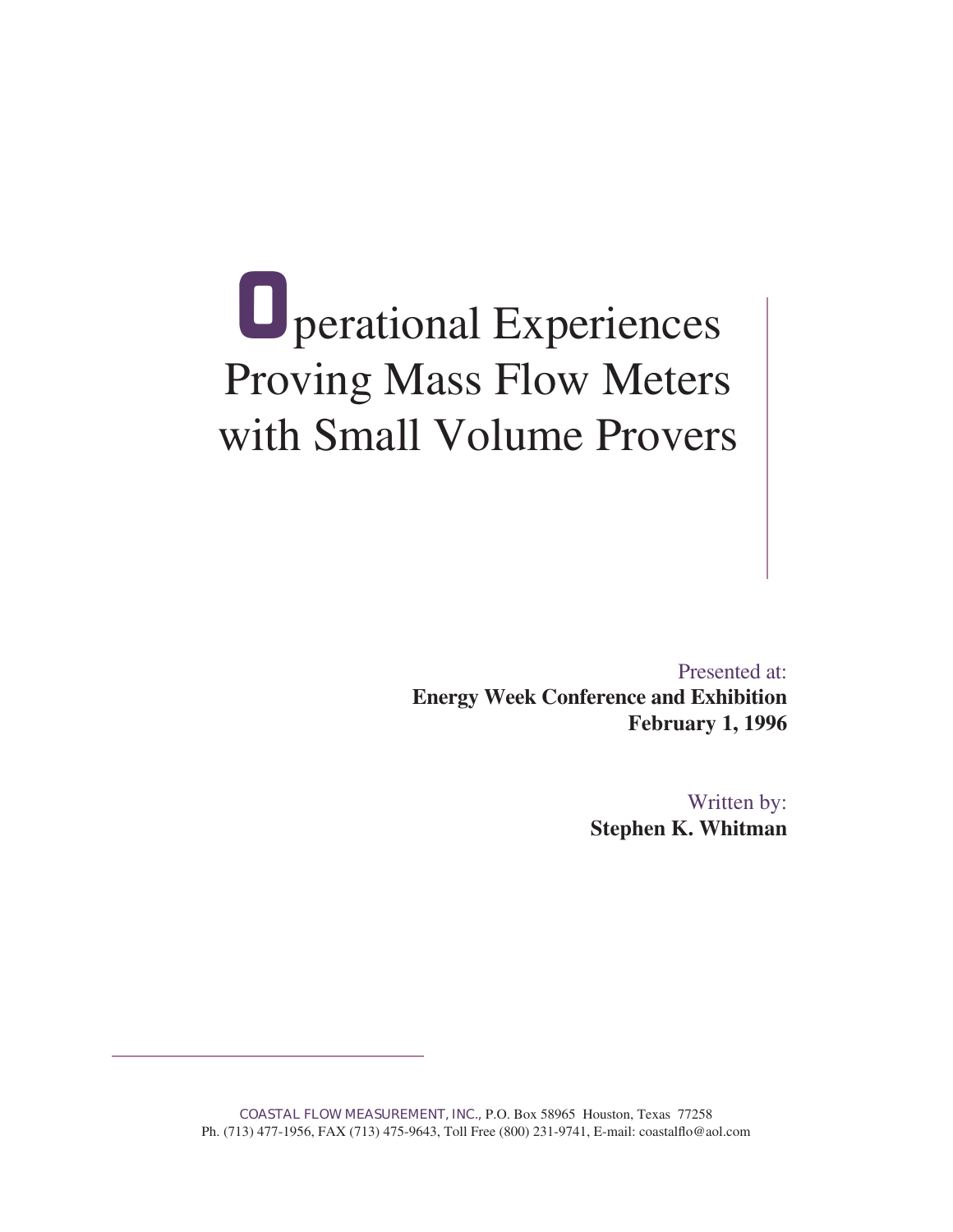# Operational Experiences Proving Mass Flow Meters with Small Volume Provers

Presented at:

**Energy Week Conference and Exhibition**
**February 1, 1996**

Written by:

**Stephen K. Whitman**

COASTAL FLOW MEASUREMENT, INC., P.O. Box 58965 Houston, Texas 77258
Ph. (713) 477-1956, FAX (713) 475-9643, Toll Free (800) 231-9741, E-mail: coastalflo@aol.com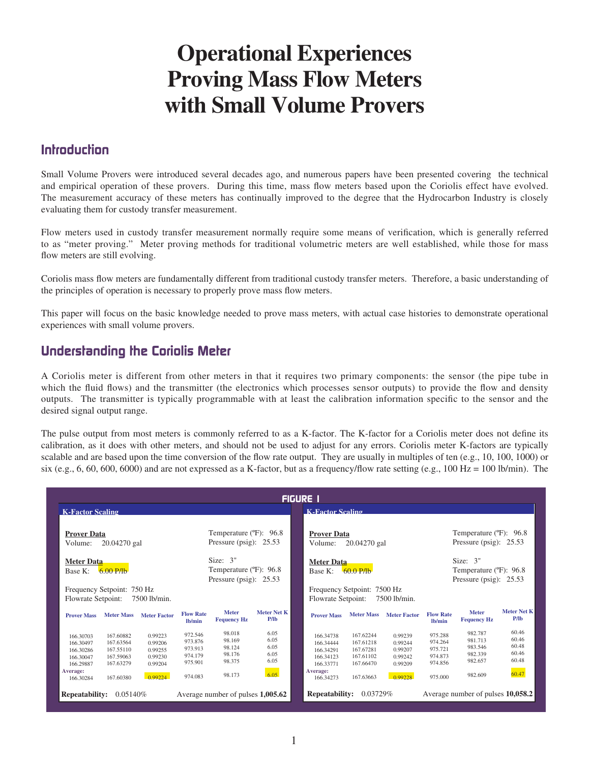# Operational Experiences Proving Mass Flow Meters with Small Volume Provers

## Introduction

Small Volume Provers were introduced several decades ago, and numerous papers have been presented covering the technical and empirical operation of these provers. During this time, mass flow meters based upon the Coriolis effect have evolved. The measurement accuracy of these meters has continually improved to the degree that the Hydrocarbon Industry is closely evaluating them for custody transfer measurement.

Flow meters used in custody transfer measurement normally require some means of verification, which is generally referred to as "meter proving." Meter proving methods for traditional volumetric meters are well established, while those for mass flow meters are still evolving.

Coriolis mass flow meters are fundamentally different from traditional custody transfer meters. Therefore, a basic understanding of the principles of operation is necessary to properly prove mass flow meters.

This paper will focus on the basic knowledge needed to prove mass meters, with actual case histories to demonstrate operational experiences with small volume provers.

## Understanding the Coriolis Meter

A Coriolis meter is different from other meters in that it requires two primary components: the sensor (the pipe tube in which the fluid flows) and the transmitter (the electronics which processes sensor outputs) to provide the flow and density outputs. The transmitter is typically programmable with at least the calibration information specific to the sensor and the desired signal output range.

The pulse output from most meters is commonly referred to as a K-factor. The K-factor for a Coriolis meter does not define its calibration, as it does with other meters, and should not be used to adjust for any errors. Coriolis meter K-factors are typically scalable and are based upon the time conversion of the flow rate output. They are usually in multiples of ten (e.g., 10, 100, 1000) or six (e.g., 6, 60, 600, 6000) and are not expressed as a K-factor, but as a frequency/flow rate setting (e.g., 100 Hz = 100 lb/min). The

**FIGURE 1**

**K-Factor Scaling** (Base K: 6.00 P/lb)

**Prover Data**
Volume: 20.04270 gal
Temperature (ºF): 96.8
Pressure (psig): 25.53

**Meter Data**
Base K: 6.00 P/lb
Size: 3"
Temperature (ºF): 96.8
Pressure (psig): 25.53

Frequency Setpoint: 750 Hz
Flowrate Setpoint: 7500 lb/min.

| Prover Mass | Meter Mass | Meter Factor | Flow Rate lb/min | Meter Fequency Hz | Meter Net K P/lb |
|---|---|---|---|---|---|
| 166.30703 | 167.60882 | 0.99223 | 972.546 | 98.018 | 6.05 |
| 166.30497 | 167.63564 | 0.99206 | 973.876 | 98.169 | 6.05 |
| 166.30286 | 167.55110 | 0.99255 | 973.913 | 98.124 | 6.05 |
| 166.30047 | 167.59063 | 0.99230 | 974.179 | 98.176 | 6.05 |
| 166.29887 | 167.63279 | 0.99204 | 975.901 | 98.375 | 6.05 |
| Average: 166.30284 | 167.60380 | 0.99224 | 974.083 | 98.173 | 6.05 |

**Repeatability:** 0.05140% — Average number of pulses **1,005.62**

**K-Factor Scaling** (Base K: 60.0 P/lb)

**Prover Data**
Volume: 20.04270 gal
Temperature (ºF): 96.8
Pressure (psig): 25.53

**Meter Data**
Base K: 60.0 P/lb
Size: 3"
Temperature (ºF): 96.8
Pressure (psig): 25.53

Frequency Setpoint: 7500 Hz
Flowrate Setpoint: 7500 lb/min.

| Prover Mass | Meter Mass | Meter Factor | Flow Rate lb/min | Meter Fequency Hz | Meter Net K P/lb |
|---|---|---|---|---|---|
| 166.34738 | 167.62244 | 0.99239 | 975.288 | 982.787 | 60.46 |
| 166.34444 | 167.61218 | 0.99244 | 974.264 | 981.713 | 60.46 |
| 166.34291 | 167.67281 | 0.99207 | 975.721 | 983.546 | 60.48 |
| 166.34123 | 167.61102 | 0.99242 | 974.873 | 982.339 | 60.46 |
| 166.33771 | 167.66470 | 0.99209 | 974.856 | 982.657 | 60.48 |
| Average: 166.34273 | 167.63663 | 0.99228 | 975.000 | 982.609 | 60.47 |

**Repeatability:** 0.03729% — Average number of pulses **10,058.2**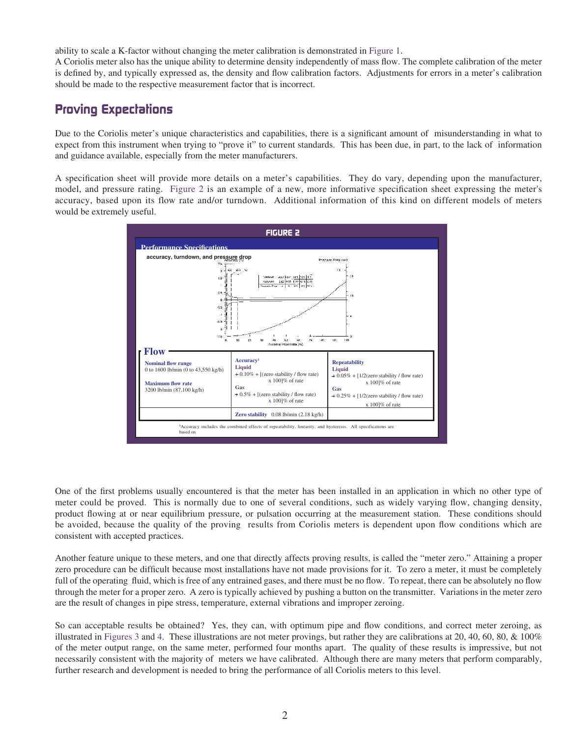ability to scale a K-factor without changing the meter calibration is demonstrated in Figure 1.
A Coriolis meter also has the unique ability to determine density independently of mass flow. The complete calibration of the meter is defined by, and typically expressed as, the density and flow calibration factors. Adjustments for errors in a meter's calibration should be made to the respective measurement factor that is incorrect.

## Proving Expectations

Due to the Coriolis meter's unique characteristics and capabilities, there is a significant amount of misunderstanding in what to expect from this instrument when trying to "prove it" to current standards. This has been due, in part, to the lack of information and guidance available, especially from the meter manufacturers.

A specification sheet will provide more details on a meter's capabilities. They do vary, depending upon the manufacturer, model, and pressure rating. Figure 2 is an example of a new, more informative specification sheet expressing the meter's accuracy, based upon its flow rate and/or turndown. Additional information of this kind on different models of meters would be extremely useful.

**FIGURE 2**

**Performance Specifications**

accuracy, turndown, and pressure drop

**Flow**

| Nominal flow range | Accuracy[1] | Repeatability |
|---|---|---|
| 0 to 1600 lb/min (0 to 43,550 kg/h) | **Liquid** ± 0.10% + [(zero stability / flow rate) x 100]% of rate | **Liquid** ± 0.05% + [1/2(zero stability / flow rate) x 100]% of rate |
| **Maximum flow rate** 3200 lb/min (87,100 kg/h) | **Gas** ± 0.5% + [(zero stability / flow rate) x 100]% of rate | **Gas** ± 0.25% + [1/2(zero stability / flow rate) x 100]% of rate |
| | **Zero stability** 0.08 lb/min (2.18 kg/h) | |

[1]Accuracy includes the combined effects of repeatability, linearity, and hysteresis. All specifications are based on

One of the first problems usually encountered is that the meter has been installed in an application in which no other type of meter could be proved. This is normally due to one of several conditions, such as widely varying flow, changing density, product flowing at or near equilibrium pressure, or pulsation occurring at the measurement station. These conditions should be avoided, because the quality of the proving results from Coriolis meters is dependent upon flow conditions which are consistent with accepted practices.

Another feature unique to these meters, and one that directly affects proving results, is called the "meter zero." Attaining a proper zero procedure can be difficult because most installations have not made provisions for it. To zero a meter, it must be completely full of the operating fluid, which is free of any entrained gases, and there must be no flow. To repeat, there can be absolutely no flow through the meter for a proper zero. A zero is typically achieved by pushing a button on the transmitter. Variations in the meter zero are the result of changes in pipe stress, temperature, external vibrations and improper zeroing.

So can acceptable results be obtained? Yes, they can, with optimum pipe and flow conditions, and correct meter zeroing, as illustrated in Figures 3 and 4. These illustrations are not meter provings, but rather they are calibrations at 20, 40, 60, 80, & 100% of the meter output range, on the same meter, performed four months apart. The quality of these results is impressive, but not necessarily consistent with the majority of meters we have calibrated. Although there are many meters that perform comparably, further research and development is needed to bring the performance of all Coriolis meters to this level.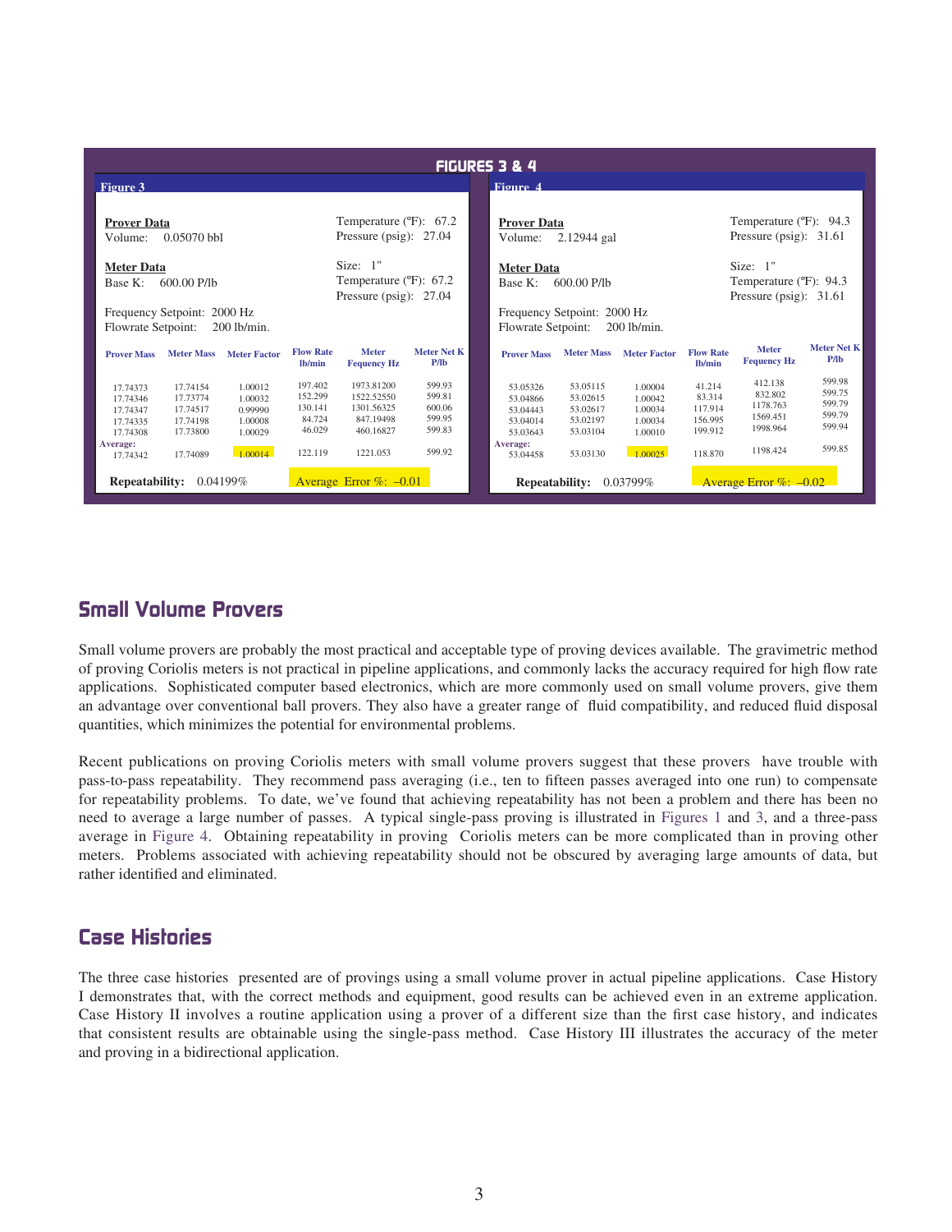## Figures 3 & 4

### Figure 3

**Prover Data**
Volume: 0.05070 bbl

Temperature (ºF): 67.2
Pressure (psig): 27.04

**Meter Data**
Base K: 600.00 P/lb

Size: 1"
Temperature (ºF): 67.2
Pressure (psig): 27.04

Frequency Setpoint: 2000 Hz
Flowrate Setpoint: 200 lb/min.

| Prover Mass | Meter Mass | Meter Factor | Flow Rate lb/min | Meter Fequency Hz | Meter Net K P/lb |
|---|---|---|---|---|---|
| 17.74373 | 17.74154 | 1.00012 | 197.402 | 1973.81200 | 599.93 |
| 17.74346 | 17.73774 | 1.00032 | 152.299 | 1522.52550 | 599.81 |
| 17.74347 | 17.74517 | 0.99990 | 130.141 | 1301.56325 | 600.06 |
| 17.74335 | 17.74198 | 1.00008 | 84.724 | 847.19498 | 599.95 |
| 17.74308 | 17.73800 | 1.00029 | 46.029 | 460.16827 | 599.83 |
| **Average:** 17.74342 | 17.74089 | 1.00014 | 122.119 | 1221.053 | 599.92 |

**Repeatability:** 0.04199%

Average Error %: –0.01

### Figure 4

**Prover Data**
Volume: 2.12944 gal

Temperature (ºF): 94.3
Pressure (psig): 31.61

**Meter Data**
Base K: 600.00 P/lb

Size: 1"
Temperature (ºF): 94.3
Pressure (psig): 31.61

Frequency Setpoint: 2000 Hz
Flowrate Setpoint: 200 lb/min.

| Prover Mass | Meter Mass | Meter Factor | Flow Rate lb/min | Meter Fequency Hz | Meter Net K P/lb |
|---|---|---|---|---|---|
| 53.05326 | 53.05115 | 1.00004 | 41.214 | 412.138 | 599.98 |
| 53.04866 | 53.02615 | 1.00042 | 83.314 | 832.802 | 599.75 |
| 53.04443 | 53.02617 | 1.00034 | 117.914 | 1178.763 | 599.79 |
| 53.04014 | 53.02197 | 1.00034 | 156.995 | 1569.451 | 599.79 |
| 53.03643 | 53.03104 | 1.00010 | 199.912 | 1998.964 | 599.94 |
| **Average:** 53.04458 | 53.03130 | 1.00025 | 118.870 | 1198.424 | 599.85 |

**Repeatability:** 0.03799%

Average Error %: –0.02

## Small Volume Provers

Small volume provers are probably the most practical and acceptable type of proving devices available. The gravimetric method of proving Coriolis meters is not practical in pipeline applications, and commonly lacks the accuracy required for high flow rate applications. Sophisticated computer based electronics, which are more commonly used on small volume provers, give them an advantage over conventional ball provers. They also have a greater range of fluid compatibility, and reduced fluid disposal quantities, which minimizes the potential for environmental problems.

Recent publications on proving Coriolis meters with small volume provers suggest that these provers have trouble with pass-to-pass repeatability. They recommend pass averaging (i.e., ten to fifteen passes averaged into one run) to compensate for repeatability problems. To date, we've found that achieving repeatability has not been a problem and there has been no need to average a large number of passes. A typical single-pass proving is illustrated in Figures 1 and 3, and a three-pass average in Figure 4. Obtaining repeatability in proving Coriolis meters can be more complicated than in proving other meters. Problems associated with achieving repeatability should not be obscured by averaging large amounts of data, but rather identified and eliminated.

## Case Histories

The three case histories presented are of provings using a small volume prover in actual pipeline applications. Case History I demonstrates that, with the correct methods and equipment, good results can be achieved even in an extreme application. Case History II involves a routine application using a prover of a different size than the first case history, and indicates that consistent results are obtainable using the single-pass method. Case History III illustrates the accuracy of the meter and proving in a bidirectional application.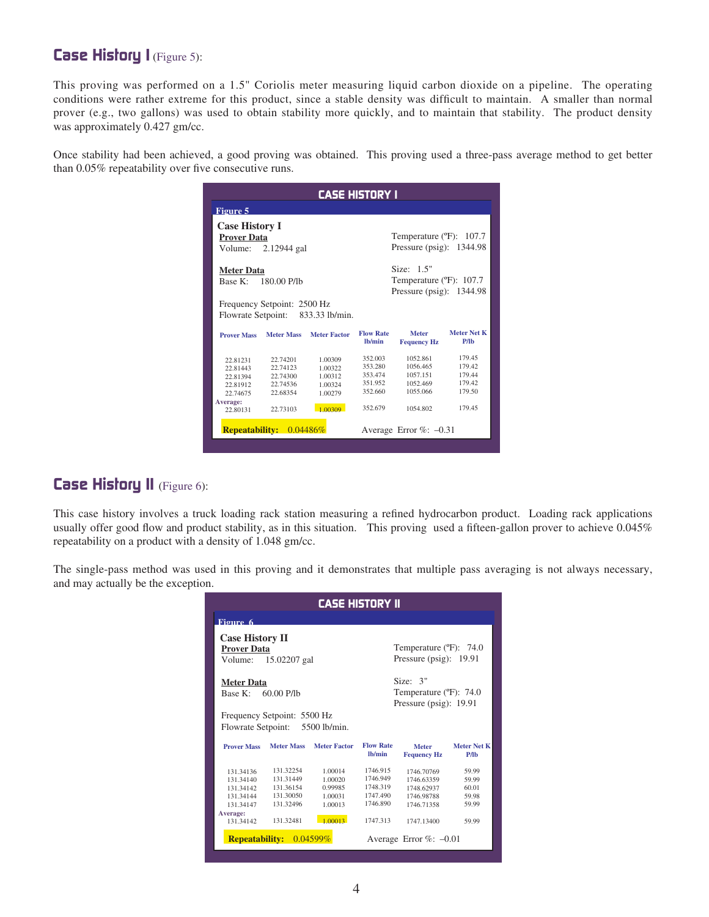## Case History I (Figure 5):

This proving was performed on a 1.5" Coriolis meter measuring liquid carbon dioxide on a pipeline. The operating conditions were rather extreme for this product, since a stable density was difficult to maintain. A smaller than normal prover (e.g., two gallons) was used to obtain stability more quickly, and to maintain that stability. The product density was approximately 0.427 gm/cc.

Once stability had been achieved, a good proving was obtained. This proving used a three-pass average method to get better than 0.05% repeatability over five consecutive runs.

**CASE HISTORY I**

**Figure 5**

**Case History I**

**Prover Data**
Volume: 2.12944 gal

Temperature (ºF): 107.7
Pressure (psig): 1344.98

**Meter Data**
Base K: 180.00 P/lb

Size: 1.5"
Temperature (ºF): 107.7
Pressure (psig): 1344.98

Frequency Setpoint: 2500 Hz
Flowrate Setpoint: 833.33 lb/min.

| Prover Mass | Meter Mass | Meter Factor | Flow Rate lb/min | Meter Fequency Hz | Meter Net K P/lb |
|---|---|---|---|---|---|
| 22.81231 | 22.74201 | 1.00309 | 352.003 | 1052.861 | 179.45 |
| 22.81443 | 22.74123 | 1.00322 | 353.280 | 1056.465 | 179.42 |
| 22.81394 | 22.74300 | 1.00312 | 353.474 | 1057.151 | 179.44 |
| 22.81912 | 22.74536 | 1.00324 | 351.952 | 1052.469 | 179.42 |
| 22.74675 | 22.68354 | 1.00279 | 352.660 | 1055.066 | 179.50 |
| **Average:** 22.80131 | 22.73103 | 1.00309 | 352.679 | 1054.802 | 179.45 |

**Repeatability:** 0.04486% Average Error %: –0.31

## Case History II (Figure 6):

This case history involves a truck loading rack station measuring a refined hydrocarbon product. Loading rack applications usually offer good flow and product stability, as in this situation. This proving used a fifteen-gallon prover to achieve 0.045% repeatability on a product with a density of 1.048 gm/cc.

The single-pass method was used in this proving and it demonstrates that multiple pass averaging is not always necessary, and may actually be the exception.

**CASE HISTORY II**

**Figure 6**

**Case History II**

**Prover Data**
Volume: 15.02207 gal

Temperature (ºF): 74.0
Pressure (psig): 19.91

**Meter Data**
Base K: 60.00 P/lb

Size: 3"
Temperature (ºF): 74.0
Pressure (psig): 19.91

Frequency Setpoint: 5500 Hz
Flowrate Setpoint: 5500 lb/min.

| Prover Mass | Meter Mass | Meter Factor | Flow Rate lb/min | Meter Fequency Hz | Meter Net K P/lb |
|---|---|---|---|---|---|
| 131.34136 | 131.32254 | 1.00014 | 1746.915 | 1746.70769 | 59.99 |
| 131.34140 | 131.31449 | 1.00020 | 1746.949 | 1746.63359 | 59.99 |
| 131.34142 | 131.36154 | 0.99985 | 1748.319 | 1748.62937 | 60.01 |
| 131.34144 | 131.30050 | 1.00031 | 1747.490 | 1746.98788 | 59.98 |
| 131.34147 | 131.32496 | 1.00013 | 1746.890 | 1746.71358 | 59.99 |
| **Average:** 131.34142 | 131.32481 | 1.00013 | 1747.313 | 1747.13400 | 59.99 |

**Repeatability:** 0.04599% Average Error %: –0.01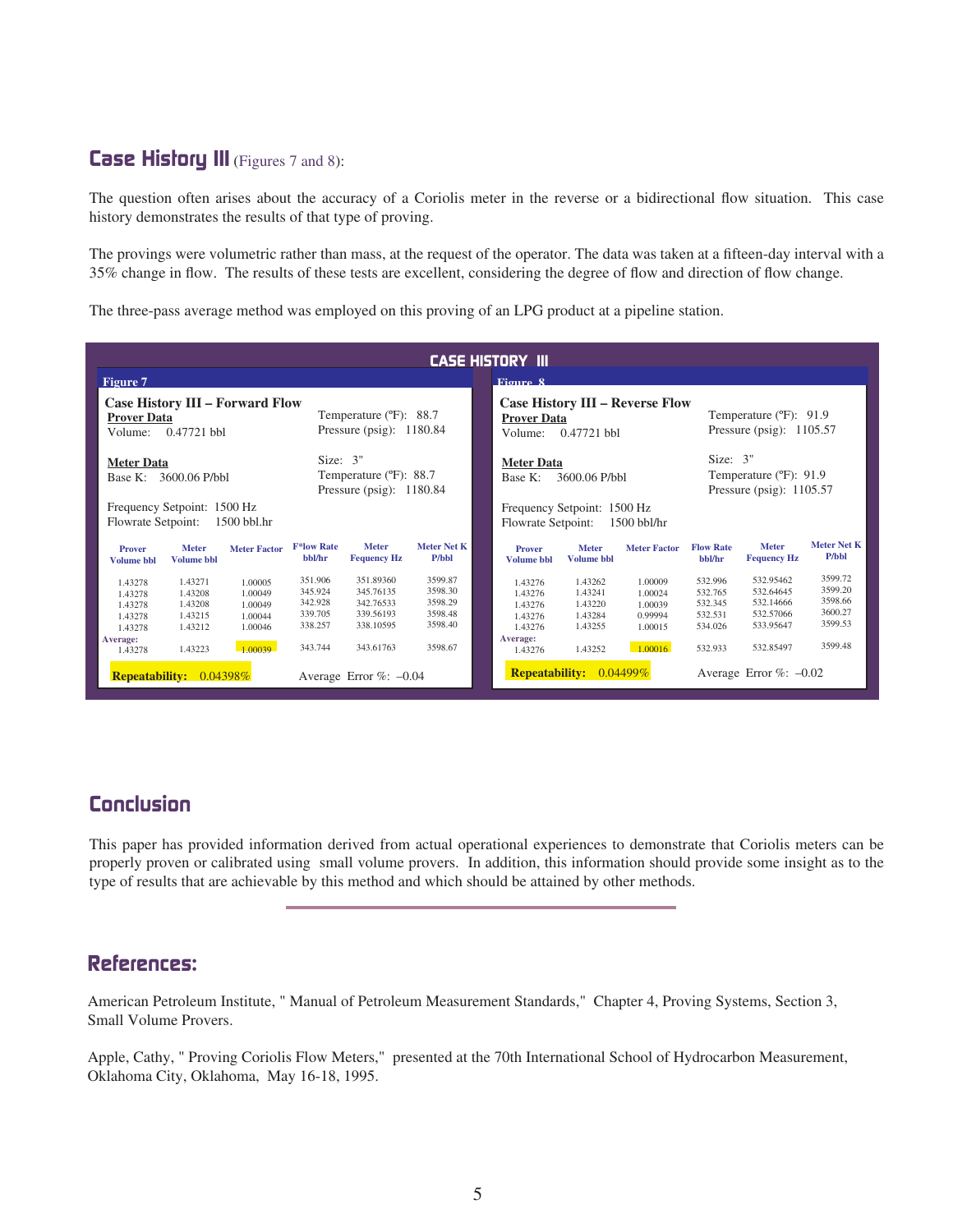## Case History III (Figures 7 and 8):

The question often arises about the accuracy of a Coriolis meter in the reverse or a bidirectional flow situation. This case history demonstrates the results of that type of proving.

The provings were volumetric rather than mass, at the request of the operator. The data was taken at a fifteen-day interval with a 35% change in flow. The results of these tests are excellent, considering the degree of flow and direction of flow change.

The three-pass average method was employed on this proving of an LPG product at a pipeline station.

### CASE HISTORY III

**Figure 7**

**Case History III – Forward Flow**

**Prover Data**
Volume: 0.47721 bbl
Temperature (°F): 88.7
Pressure (psig): 1180.84

**Meter Data**
Base K: 3600.06 P/bbl
Size: 3"
Temperature (°F): 88.7
Pressure (psig): 1180.84

Frequency Setpoint: 1500 Hz
Flowrate Setpoint: 1500 bbl.hr

| Prover Volume bbl | Meter Volume bbl | Meter Factor | F*low Rate bbl/hr | Meter Fequency Hz | Meter Net K P/bbl |
|---|---|---|---|---|---|
| 1.43278 | 1.43271 | 1.00005 | 351.906 | 351.89360 | 3599.87 |
| 1.43278 | 1.43208 | 1.00049 | 345.924 | 345.76135 | 3598.30 |
| 1.43278 | 1.43208 | 1.00049 | 342.928 | 342.76533 | 3598.29 |
| 1.43278 | 1.43215 | 1.00044 | 339.705 | 339.56193 | 3598.48 |
| 1.43278 | 1.43212 | 1.00046 | 338.257 | 338.10595 | 3598.40 |
| Average: 1.43278 | 1.43223 | 1.00039 | 343.744 | 343.61763 | 3598.67 |

**Repeatability: 0.04398%**  Average Error %: –0.04

**Figure 8**

**Case History III – Reverse Flow**

**Prover Data**
Volume: 0.47721 bbl
Temperature (°F): 91.9
Pressure (psig): 1105.57

**Meter Data**
Base K: 3600.06 P/bbl
Size: 3"
Temperature (°F): 91.9
Pressure (psig): 1105.57

Frequency Setpoint: 1500 Hz
Flowrate Setpoint: 1500 bbl/hr

| Prover Volume bbl | Meter Volume bbl | Meter Factor | Flow Rate bbl/hr | Meter Fequency Hz | Meter Net K P/bbl |
|---|---|---|---|---|---|
| 1.43276 | 1.43262 | 1.00009 | 532.996 | 532.95462 | 3599.72 |
| 1.43276 | 1.43241 | 1.00024 | 532.765 | 532.64645 | 3599.20 |
| 1.43276 | 1.43220 | 1.00039 | 532.345 | 532.14666 | 3598.66 |
| 1.43276 | 1.43284 | 0.99994 | 532.531 | 532.57066 | 3600.27 |
| 1.43276 | 1.43255 | 1.00015 | 534.026 | 533.95647 | 3599.53 |
| Average: 1.43276 | 1.43252 | 1.00016 | 532.933 | 532.85497 | 3599.48 |

**Repeatability: 0.04499%**  Average Error %: –0.02

## Conclusion

This paper has provided information derived from actual operational experiences to demonstrate that Coriolis meters can be properly proven or calibrated using small volume provers. In addition, this information should provide some insight as to the type of results that are achievable by this method and which should be attained by other methods.

## References:

American Petroleum Institute, " Manual of Petroleum Measurement Standards," Chapter 4, Proving Systems, Section 3, Small Volume Provers.

Apple, Cathy, " Proving Coriolis Flow Meters," presented at the 70th International School of Hydrocarbon Measurement, Oklahoma City, Oklahoma, May 16-18, 1995.